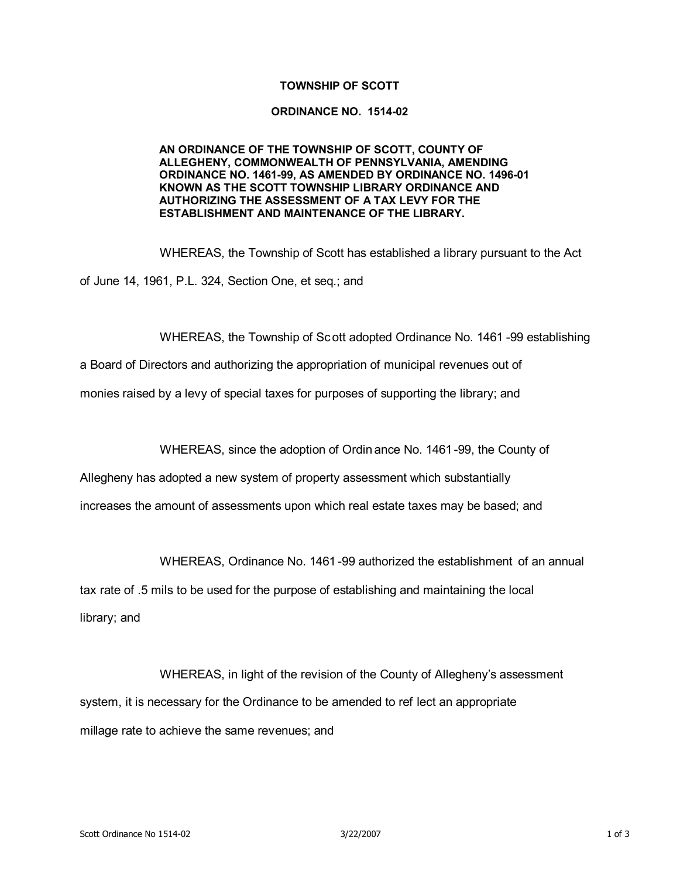**TOWNSHIP OF SCOTT**

**ORDINANCE NO. 1514-02**

**AN ORDINANCE OF THE TOWNSHIP OF SCOTT, COUNTY OF ALLEGHENY, COMMONWEALTH OF PENNSYLVANIA, AMENDING ORDINANCE NO. 1461-99, AS AMENDED BY ORDINANCE NO. 1496-01 KNOWN AS THE SCOTT TOWNSHIP LIBRARY ORDINANCE AND AUTHORIZING THE ASSESSMENT OF A TAX LEVY FOR THE ESTABLISHMENT AND MAINTENANCE OF THE LIBRARY.**

WHEREAS, the Township of Scott has established a library pursuant to the Act of June 14, 1961, P.L. 324, Section One, et seq.; and

WHEREAS, the Township of Scott adopted Ordinance No. 1461-99 establishing a Board of Directors and authorizing the appropriation of municipal revenues out of monies raised by a levy of special taxes for purposes of supporting the library; and

WHEREAS, since the adoption of Ordinance No. 1461-99, the County of Allegheny has adopted a new system of property assessment which substantially increases the amount of assessments upon which real estate taxes may be based; and

WHEREAS, Ordinance No. 1461-99 authorized the establishment of an annual tax rate of .5 mils to be used for the purpose of establishing and maintaining the local library; and

WHEREAS, in light of the revision of the County of Allegheny's assessment system, it is necessary for the Ordinance to be amended to reflect an appropriate millage rate to achieve the same revenues; and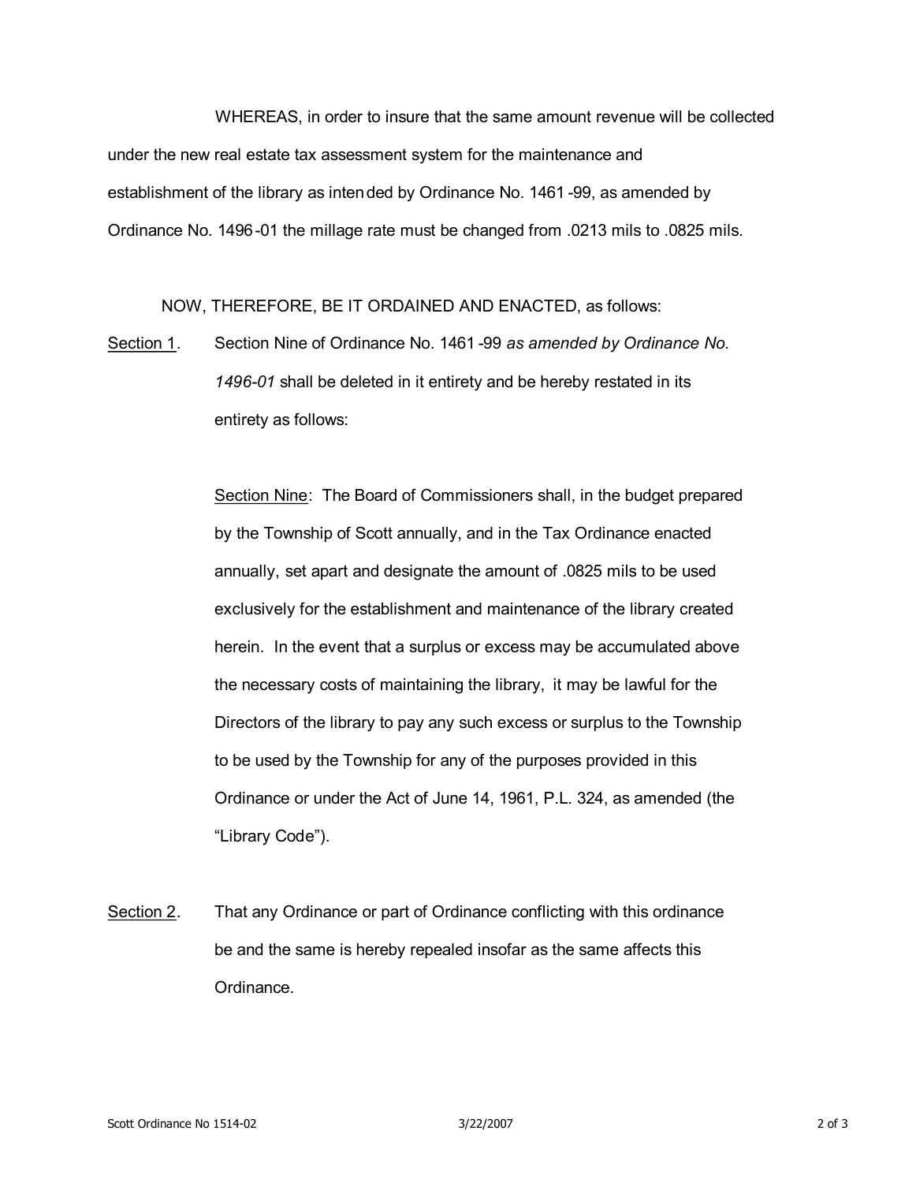WHEREAS, in order to insure that the same amount revenue will be collected under the new real estate tax assessment system for the maintenance and establishment of the library as intended by Ordinance No. 1461-99, as amended by Ordinance No. 1496-01 the millage rate must be changed from .0213 mils to .0825 mils.

NOW, THEREFORE, BE IT ORDAINED AND ENACTED, as follows:

Section 1. Section Nine of Ordinance No. 1461-99 *as amended by Ordinance No. 1496-01* shall be deleted in it entirety and be hereby restated in its entirety as follows:

> Section Nine: The Board of Commissioners shall, in the budget prepared by the Township of Scott annually, and in the Tax Ordinance enacted annually, set apart and designate the amount of .0825 mils to be used exclusively for the establishment and maintenance of the library created herein. In the event that a surplus or excess may be accumulated above the necessary costs of maintaining the library, it may be lawful for the Directors of the library to pay any such excess or surplus to the Township to be used by the Township for any of the purposes provided in this Ordinance or under the Act of June 14, 1961, P.L. 324, as amended (the "Library Code").

Section 2. That any Ordinance or part of Ordinance conflicting with this ordinance be and the same is hereby repealed insofar as the same affects this Ordinance.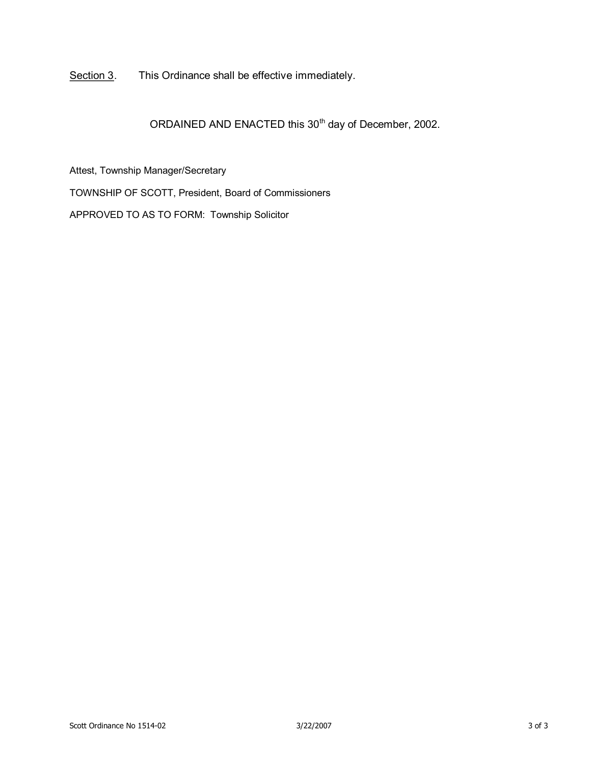Section 3. This Ordinance shall be effective immediately.

ORDAINED AND ENACTED this 30th day of December, 2002.

Attest, Township Manager/Secretary

TOWNSHIP OF SCOTT, President, Board of Commissioners

APPROVED TO AS TO FORM: Township Solicitor